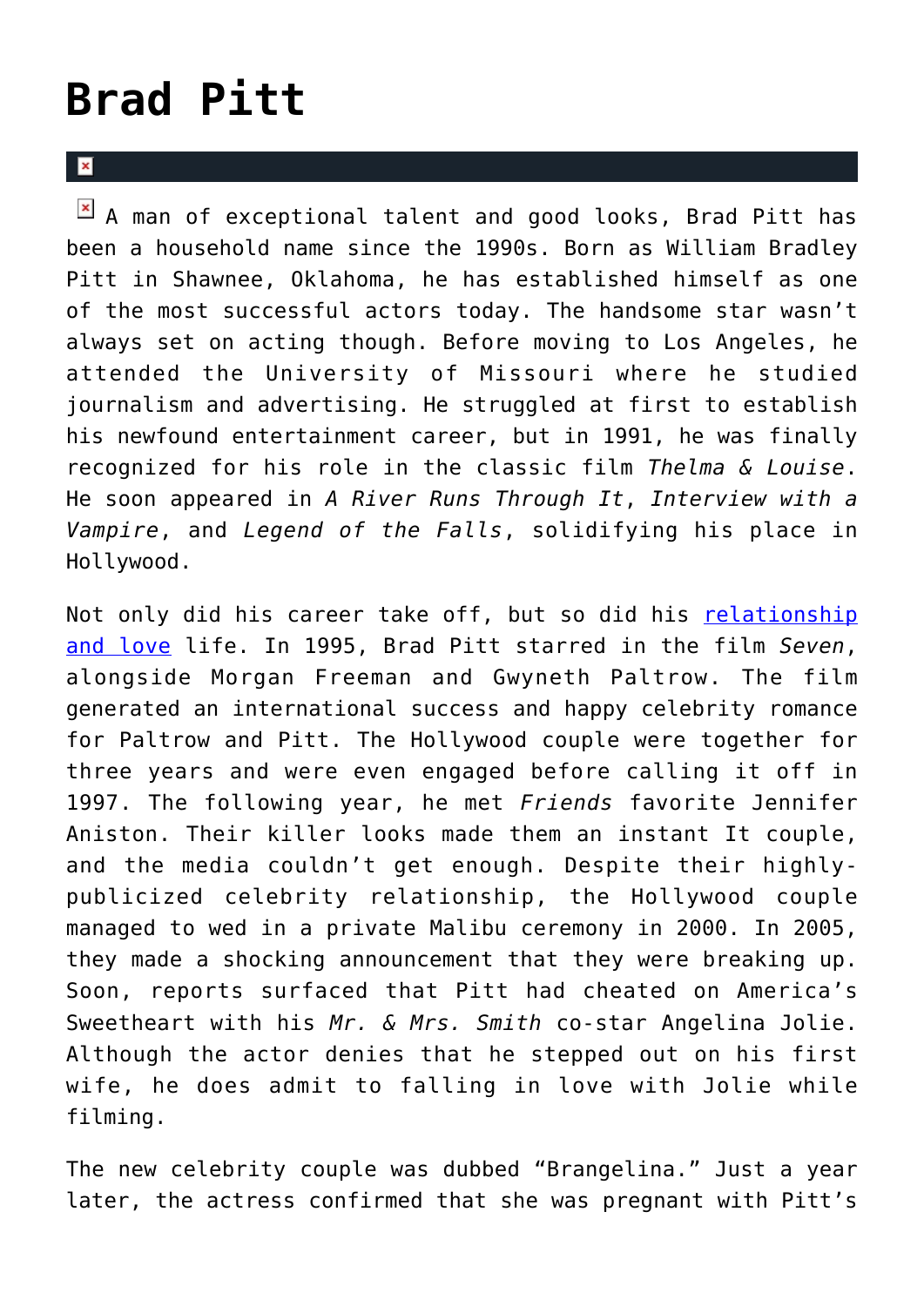# Brad Pitt

A man of exceptional talent and good looks, Brad Pitt has been a household name since the 1990s. Born as William Bradley Pitt in Shawnee, Oklahoma, he has established himself as one of the most successful actors today. The handsome star wasn't always set on acting though. Before moving to Los Angeles, he attended the University of Missouri where he studied journalism and advertising. He struggled at first to establish his newfound entertainment career, but in 1991, he was finally recognized for his role in the classic film *Thelma & Louise*. He soon appeared in *A River Runs Through It*, *Interview with a Vampire*, and *Legend of the Falls*, solidifying his place in Hollywood.

Not only did his career take off, but so did his relationship and love life. In 1995, Brad Pitt starred in the film *Seven*, alongside Morgan Freeman and Gwyneth Paltrow. The film generated an international success and happy celebrity romance for Paltrow and Pitt. The Hollywood couple were together for three years and were even engaged before calling it off in 1997. The following year, he met *Friends* favorite Jennifer Aniston. Their killer looks made them an instant It couple, and the media couldn't get enough. Despite their highly-publicized celebrity relationship, the Hollywood couple managed to wed in a private Malibu ceremony in 2000. In 2005, they made a shocking announcement that they were breaking up. Soon, reports surfaced that Pitt had cheated on America's Sweetheart with his *Mr. & Mrs. Smith* co-star Angelina Jolie. Although the actor denies that he stepped out on his first wife, he does admit to falling in love with Jolie while filming.

The new celebrity couple was dubbed "Brangelina." Just a year later, the actress confirmed that she was pregnant with Pitt's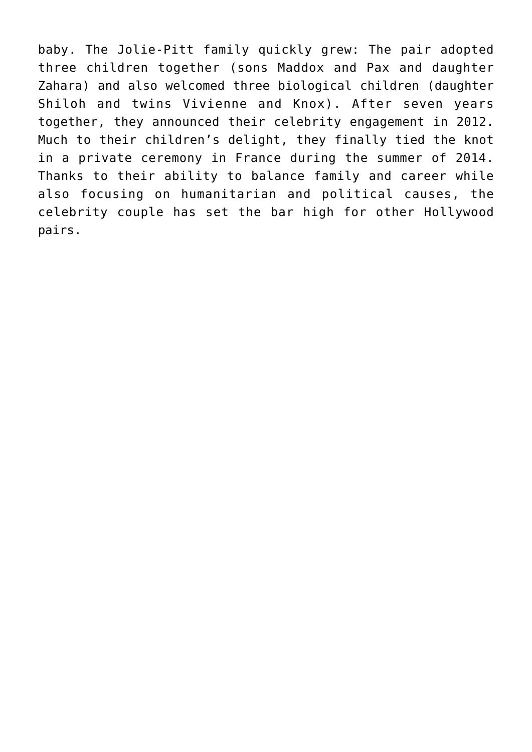baby. The Jolie-Pitt family quickly grew: The pair adopted three children together (sons Maddox and Pax and daughter Zahara) and also welcomed three biological children (daughter Shiloh and twins Vivienne and Knox). After seven years together, they announced their celebrity engagement in 2012. Much to their children's delight, they finally tied the knot in a private ceremony in France during the summer of 2014. Thanks to their ability to balance family and career while also focusing on humanitarian and political causes, the celebrity couple has set the bar high for other Hollywood pairs.